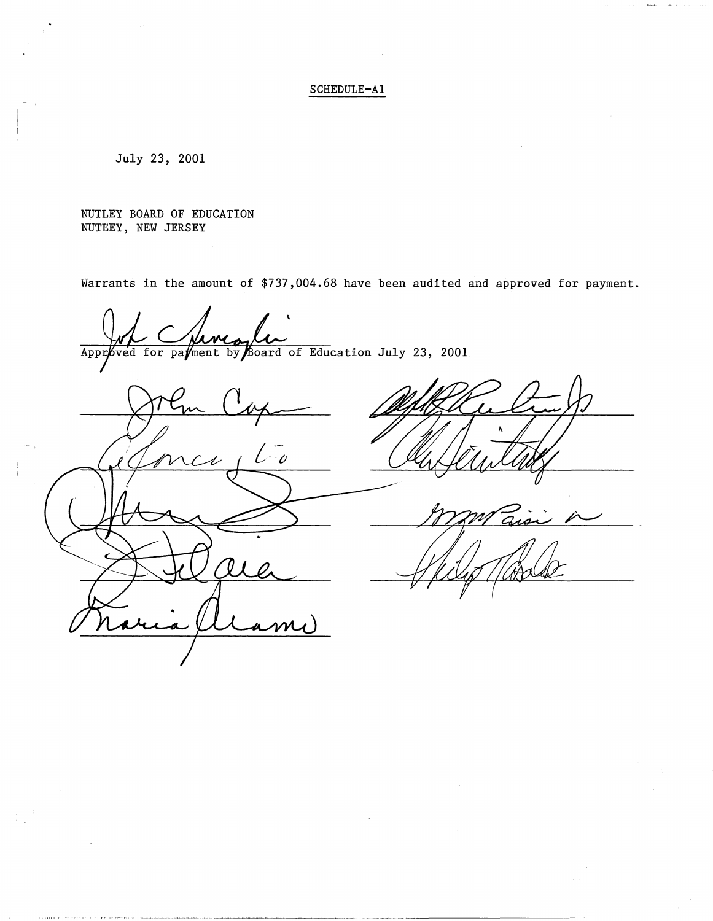SCHEDULE-A1

July 23, 2001

NUTLEY BOARD OF EDUCATION
NUTLEY, NEW JERSEY

Warrants in the amount of $737,004.68 have been audited and approved for payment.

Approved for payment by Board of Education July 23, 2001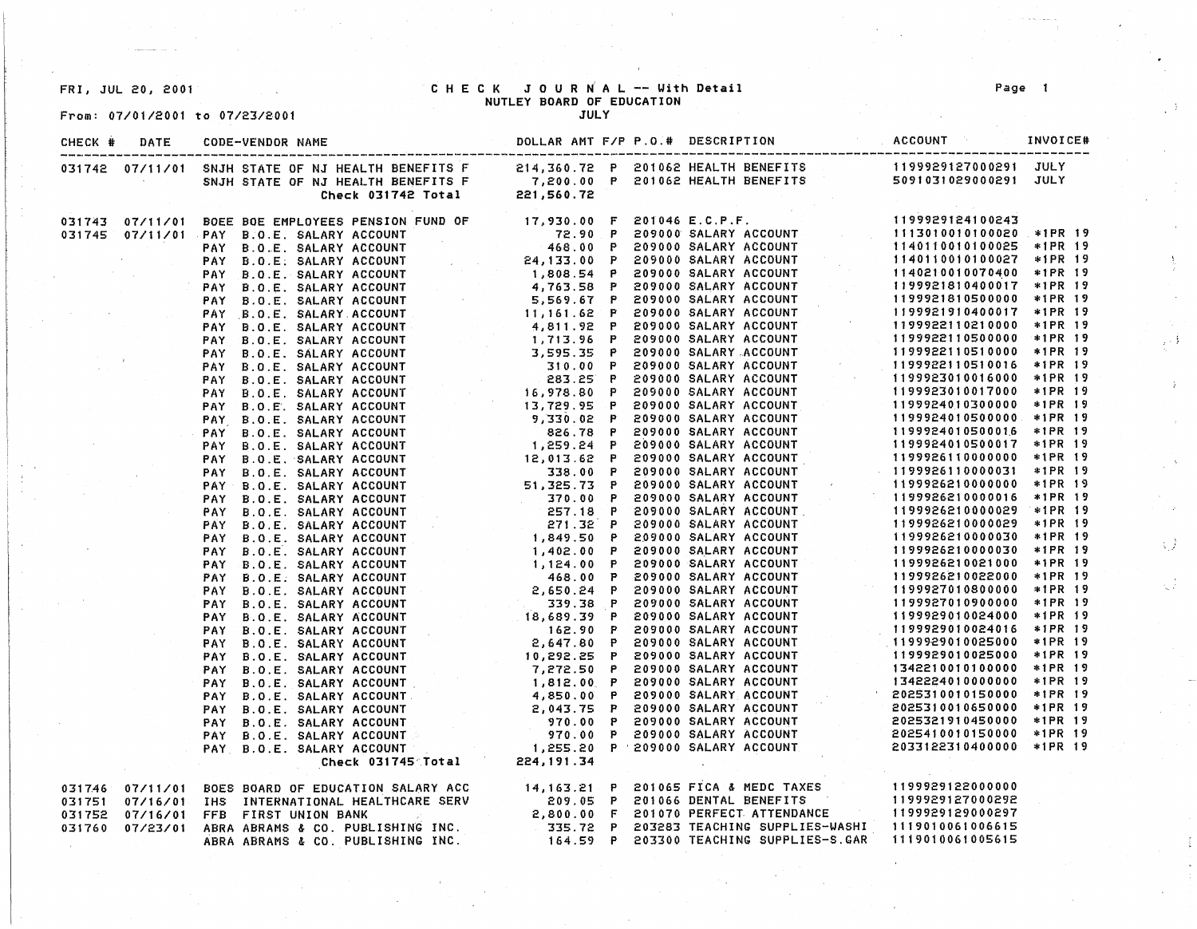FRI, JUL 20, 2001

# CHECK JOURNAL -- With Detail

## NUTLEY BOARD OF EDUCATION

JULY

From: 07/01/2001 to 07/23/2001

| CHECK # | DATE | CODE-VENDOR NAME | DOLLAR AMT | F/P | P.O.# | DESCRIPTION | ACCOUNT | INVOICE# |
|---|---|---|---|---|---|---|---|---|
| 031742 | 07/11/01 | SNJH STATE OF NJ HEALTH BENEFITS F | 214,360.72 | P | 201062 | HEALTH BENEFITS | 1199929127000291 | JULY |
| | | SNJH STATE OF NJ HEALTH BENEFITS F | 7,200.00 | P | 201062 | HEALTH BENEFITS | 5091031029000291 | JULY |
| | | Check 031742 Total | 221,560.72 | | | | | |
| 031743 | 07/11/01 | BOEE BOE EMPLOYEES PENSION FUND OF | 17,930.00 | F | 201046 | E.C.P.F. | 1199929124100243 | |
| 031745 | 07/11/01 | PAY B.O.E. SALARY ACCOUNT | 72.90 | P | 209000 | SALARY ACCOUNT | 1113010010100020 | *1PR 19 |
| | | PAY B.O.E. SALARY ACCOUNT | 468.00 | P | 209000 | SALARY ACCOUNT | 1140110010100025 | *1PR 19 |
| | | PAY B.O.E. SALARY ACCOUNT | 24,133.00 | P | 209000 | SALARY ACCOUNT | 1140110010100027 | *1PR 19 |
| | | PAY B.O.E. SALARY ACCOUNT | 1,808.54 | P | 209000 | SALARY ACCOUNT | 1140210010070400 | *1PR 19 |
| | | PAY B.O.E. SALARY ACCOUNT | 4,763.58 | P | 209000 | SALARY ACCOUNT | 1199921810400017 | *1PR 19 |
| | | PAY B.O.E. SALARY ACCOUNT | 5,569.67 | P | 209000 | SALARY ACCOUNT | 1199921810500000 | *1PR 19 |
| | | PAY B.O.E. SALARY ACCOUNT | 11,161.62 | P | 209000 | SALARY ACCOUNT | 1199921910400017 | *1PR 19 |
| | | PAY B.O.E. SALARY ACCOUNT | 4,811.92 | P | 209000 | SALARY ACCOUNT | 1199922110210000 | *1PR 19 |
| | | PAY B.O.E. SALARY ACCOUNT | 1,713.96 | P | 209000 | SALARY ACCOUNT | 1199922110500000 | *1PR 19 |
| | | PAY B.O.E. SALARY ACCOUNT | 3,595.35 | P | 209000 | SALARY ACCOUNT | 1199922110510000 | *1PR 19 |
| | | PAY B.O.E. SALARY ACCOUNT | 310.00 | P | 209000 | SALARY ACCOUNT | 1199922110510016 | *1PR 19 |
| | | PAY B.O.E. SALARY ACCOUNT | 283.25 | P | 209000 | SALARY ACCOUNT | 1199923010016000 | *1PR 19 |
| | | PAY B.O.E. SALARY ACCOUNT | 16,978.80 | P | 209000 | SALARY ACCOUNT | 1199923010017000 | *1PR 19 |
| | | PAY B.O.E. SALARY ACCOUNT | 13,729.95 | P | 209000 | SALARY ACCOUNT | 1199924010300000 | *1PR 19 |
| | | PAY B.O.E. SALARY ACCOUNT | 9,330.02 | P | 209000 | SALARY ACCOUNT | 1199924010500000 | *1PR 19 |
| | | PAY B.O.E. SALARY ACCOUNT | 826.78 | P | 209000 | SALARY ACCOUNT | 1199924010500016 | *1PR 19 |
| | | PAY B.O.E. SALARY ACCOUNT | 1,259.24 | P | 209000 | SALARY ACCOUNT | 1199924010500017 | *1PR 19 |
| | | PAY B.O.E. SALARY ACCOUNT | 12,013.62 | P | 209000 | SALARY ACCOUNT | 1199926110000000 | *1PR 19 |
| | | PAY B.O.E. SALARY ACCOUNT | 338.00 | P | 209000 | SALARY ACCOUNT | 1199926110000031 | *1PR 19 |
| | | PAY B.O.E. SALARY ACCOUNT | 51,325.73 | P | 209000 | SALARY ACCOUNT | 1199926210000000 | *1PR 19 |
| | | PAY B.O.E. SALARY ACCOUNT | 370.00 | P | 209000 | SALARY ACCOUNT | 1199926210000016 | *1PR 19 |
| | | PAY B.O.E. SALARY ACCOUNT | 257.18 | P | 209000 | SALARY ACCOUNT | 1199926210000029 | *1PR 19 |
| | | PAY B.O.E. SALARY ACCOUNT | 271.32 | P | 209000 | SALARY ACCOUNT | 1199926210000029 | *1PR 19 |
| | | PAY B.O.E. SALARY ACCOUNT | 1,849.50 | P | 209000 | SALARY ACCOUNT | 1199926210000030 | *1PR 19 |
| | | PAY B.O.E. SALARY ACCOUNT | 1,402.00 | P | 209000 | SALARY ACCOUNT | 1199926210000030 | *1PR 19 |
| | | PAY B.O.E. SALARY ACCOUNT | 1,124.00 | P | 209000 | SALARY ACCOUNT | 1199926210021000 | *1PR 19 |
| | | PAY B.O.E. SALARY ACCOUNT | 468.00 | P | 209000 | SALARY ACCOUNT | 1199926210022000 | *1PR 19 |
| | | PAY B.O.E. SALARY ACCOUNT | 2,650.24 | P | 209000 | SALARY ACCOUNT | 1199927010800000 | *1PR 19 |
| | | PAY B.O.E. SALARY ACCOUNT | 339.38 | P | 209000 | SALARY ACCOUNT | 1199927010900000 | *1PR 19 |
| | | PAY B.O.E. SALARY ACCOUNT | 18,689.39 | P | 209000 | SALARY ACCOUNT | 1199929010024000 | *1PR 19 |
| | | PAY B.O.E. SALARY ACCOUNT | 162.90 | P | 209000 | SALARY ACCOUNT | 1199929010024016 | *1PR 19 |
| | | PAY B.O.E. SALARY ACCOUNT | 2,647.80 | P | 209000 | SALARY ACCOUNT | 1199929010025000 | *1PR 19 |
| | | PAY B.O.E. SALARY ACCOUNT | 10,292.25 | P | 209000 | SALARY ACCOUNT | 1199929010025000 | *1PR 19 |
| | | PAY B.O.E. SALARY ACCOUNT | 7,272.50 | P | 209000 | SALARY ACCOUNT | 1342210010100000 | *1PR 19 |
| | | PAY B.O.E. SALARY ACCOUNT | 1,812.00 | P | 209000 | SALARY ACCOUNT | 1342224010000000 | *1PR 19 |
| | | PAY B.O.E. SALARY ACCOUNT | 4,850.00 | P | 209000 | SALARY ACCOUNT | 2025310010150000 | *1PR 19 |
| | | PAY B.O.E. SALARY ACCOUNT | 2,043.75 | P | 209000 | SALARY ACCOUNT | 2025310010650000 | *1PR 19 |
| | | PAY B.O.E. SALARY ACCOUNT | 970.00 | P | 209000 | SALARY ACCOUNT | 2025321910450000 | *1PR 19 |
| | | PAY B.O.E. SALARY ACCOUNT | 970.00 | P | 209000 | SALARY ACCOUNT | 2025410010150000 | *1PR 19 |
| | | PAY B.O.E. SALARY ACCOUNT | 1,255.20 | P | 209000 | SALARY ACCOUNT | 2033122310400000 | *1PR 19 |
| | | Check 031745 Total | 224,191.34 | | | | | |
| 031746 | 07/11/01 | BOES BOARD OF EDUCATION SALARY ACC | 14,163.21 | P | 201065 | FICA & MEDC TAXES | 1199929122000000 | |
| 031751 | 07/16/01 | IHS INTERNATIONAL HEALTHCARE SERV | 209.05 | P | 201066 | DENTAL BENEFITS | 1199929127000292 | |
| 031752 | 07/16/01 | FFB FIRST UNION BANK | 2,800.00 | F | 201070 | PERFECT ATTENDANCE | 1199929129000297 | |
| 031760 | 07/23/01 | ABRA ABRAMS & CO. PUBLISHING INC. | 335.72 | P | 203283 | TEACHING SUPPLIES-WASHI | 1119010061006615 | |
| | | ABRA ABRAMS & CO. PUBLISHING INC. | 164.59 | P | 203300 | TEACHING SUPPLIES-S.GAR | 1119010061005615 | |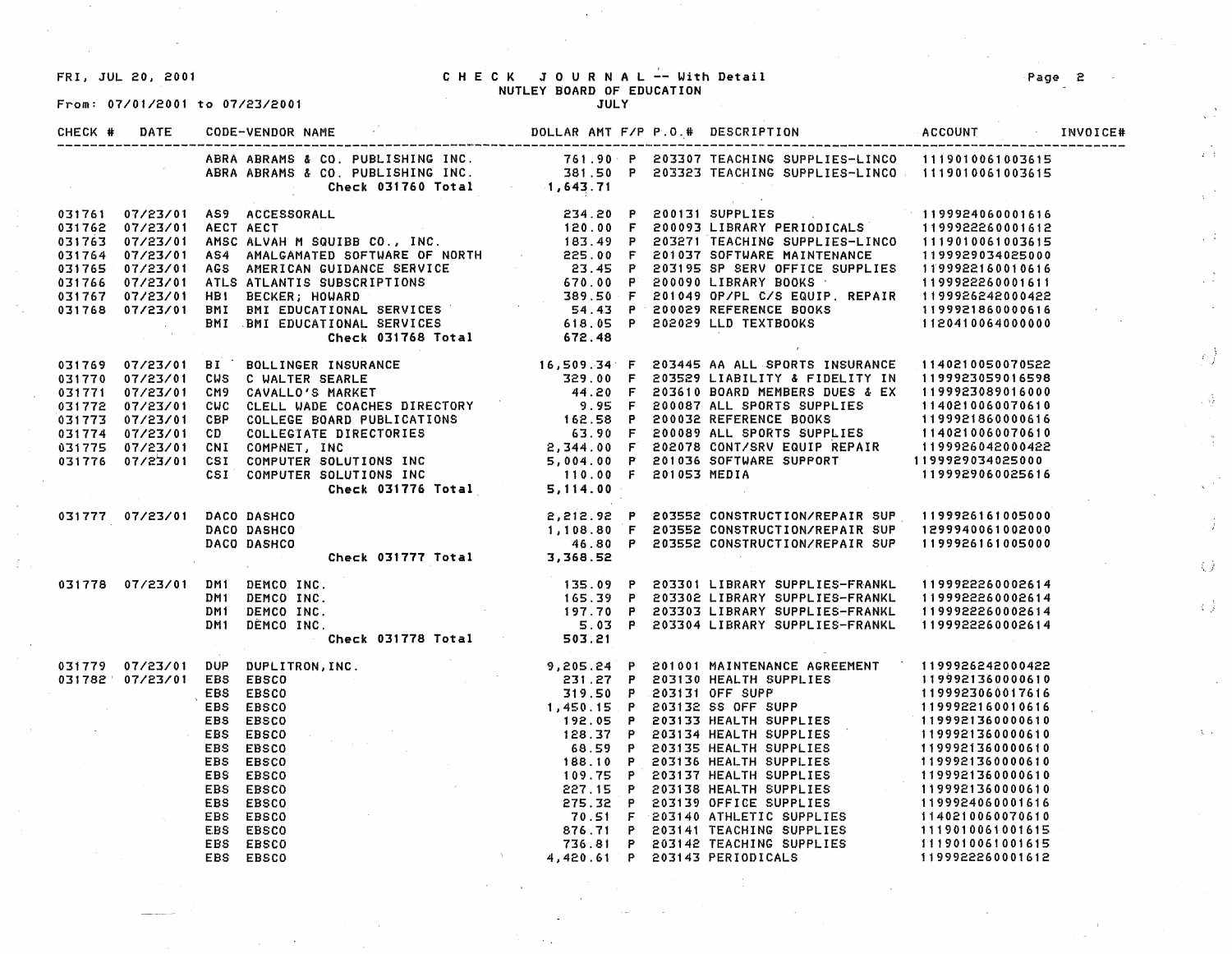# CHECK JOURNAL -- With Detail

NUTLEY BOARD OF EDUCATION

JULY

FRI, JUL 20, 2001

From: 07/01/2001 to 07/23/2001

| CHECK # | DATE | CODE-VENDOR NAME | | DOLLAR AMT | F/P | P.O.# | DESCRIPTION | ACCOUNT | INVOICE# |
|---|---|---|---|---|---|---|---|---|---|
| | | ABRA | ABRAMS & CO. PUBLISHING INC. | 761.90 | P | 203307 | TEACHING SUPPLIES-LINCO | 1119010061003615 | |
| | | ABRA | ABRAMS & CO. PUBLISHING INC. | 381.50 | P | 203323 | TEACHING SUPPLIES-LINCO | 1119010061003615 | |
| | | | Check 031760 Total | 1,643.71 | | | | | |
| 031761 | 07/23/01 | AS9 | ACCESSORALL | 234.20 | P | 200131 | SUPPLIES | 1199924060001616 | |
| 031762 | 07/23/01 | AECT | AECT | 120.00 | F | 200093 | LIBRARY PERIODICALS | 1199922260001612 | |
| 031763 | 07/23/01 | AMSC | ALVAH M SQUIBB CO., INC. | 183.49 | P | 203271 | TEACHING SUPPLIES-LINCO | 1119010061003615 | |
| 031764 | 07/23/01 | AS4 | AMALGAMATED SOFTWARE OF NORTH | 225.00 | F | 201037 | SOFTWARE MAINTENANCE | 1199929034025000 | |
| 031765 | 07/23/01 | AGS | AMERICAN GUIDANCE SERVICE | 23.45 | P | 203195 | SP SERV OFFICE SUPPLIES | 1199922160010616 | |
| 031766 | 07/23/01 | ATLS | ATLANTIS SUBSCRIPTIONS | 670.00 | P | 200090 | LIBRARY BOOKS | 1199922260001611 | |
| 031767 | 07/23/01 | HB1 | BECKER; HOWARD | 389.50 | F | 201049 | OP/PL C/S EQUIP. REPAIR | 1199926242000422 | |
| 031768 | 07/23/01 | BMI | BMI EDUCATIONAL SERVICES | 54.43 | P | 200029 | REFERENCE BOOKS | 1199921860000616 | |
| | | BMI | BMI EDUCATIONAL SERVICES | 618.05 | P | 202029 | LLD TEXTBOOKS | 1120410064000000 | |
| | | | Check 031768 Total | 672.48 | | | | | |
| 031769 | 07/23/01 | BI | BOLLINGER INSURANCE | 16,509.34 | F | 203445 | AA ALL SPORTS INSURANCE | 1140210050070522 | |
| 031770 | 07/23/01 | CWS | C WALTER SEARLE | 329.00 | F | 203529 | LIABILITY & FIDELITY IN | 1199923059016598 | |
| 031771 | 07/23/01 | CM9 | CAVALLO'S MARKET | 44.20 | F | 203610 | BOARD MEMBERS DUES & EX | 1199923089016000 | |
| 031772 | 07/23/01 | CWC | CLELL WADE COACHES DIRECTORY | 9.95 | F | 200087 | ALL SPORTS SUPPLIES | 1140210060070610 | |
| 031773 | 07/23/01 | CBP | COLLEGE BOARD PUBLICATIONS | 162.58 | P | 200032 | REFERENCE BOOKS | 1199921860000616 | |
| 031774 | 07/23/01 | CD | COLLEGIATE DIRECTORIES | 63.90 | F | 200089 | ALL SPORTS SUPPLIES | 1140210060070610 | |
| 031775 | 07/23/01 | CNI | COMPNET, INC | 2,344.00 | F | 202078 | CONT/SRV EQUIP REPAIR | 1199926042000422 | |
| 031776 | 07/23/01 | CSI | COMPUTER SOLUTIONS INC | 5,004.00 | P | 201036 | SOFTWARE SUPPORT | 1199929034025000 | |
| | | CSI | COMPUTER SOLUTIONS INC | 110.00 | F | 201053 | MEDIA | 1199929060025616 | |
| | | | Check 031776 Total | 5,114.00 | | | | | |
| 031777 | 07/23/01 | DACO | DASHCO | 2,212.92 | P | 203552 | CONSTRUCTION/REPAIR SUP | 1199926161005000 | |
| | | DACO | DASHCO | 1,108.80 | F | 203552 | CONSTRUCTION/REPAIR SUP | 1299940061002000 | |
| | | DACO | DASHCO | 46.80 | P | 203552 | CONSTRUCTION/REPAIR SUP | 1199926161005000 | |
| | | | Check 031777 Total | 3,368.52 | | | | | |
| 031778 | 07/23/01 | DM1 | DEMCO INC. | 135.09 | P | 203301 | LIBRARY SUPPLIES-FRANKL | 1199922260002614 | |
| | | DM1 | DEMCO INC. | 165.39 | P | 203302 | LIBRARY SUPPLIES-FRANKL | 1199922260002614 | |
| | | DM1 | DEMCO INC. | 197.70 | P | 203303 | LIBRARY SUPPLIES-FRANKL | 1199922260002614 | |
| | | DM1 | DEMCO INC. | 5.03 | P | 203304 | LIBRARY SUPPLIES-FRANKL | 1199922260002614 | |
| | | | Check 031778 Total | 503.21 | | | | | |
| 031779 | 07/23/01 | DUP | DUPLITRON, INC. | 9,205.24 | P | 201001 | MAINTENANCE AGREEMENT | 1199926242000422 | |
| 031782 | 07/23/01 | EBS | EBSCO | 231.27 | P | 203130 | HEALTH SUPPLIES | 1199921360000610 | |
| | | EBS | EBSCO | 319.50 | P | 203131 | OFF SUPP | 1199923060017616 | |
| | | EBS | EBSCO | 1,450.15 | P | 203132 | SS OFF SUPP | 1199922160010616 | |
| | | EBS | EBSCO | 192.05 | P | 203133 | HEALTH SUPPLIES | 1199921360000610 | |
| | | EBS | EBSCO | 128.37 | P | 203134 | HEALTH SUPPLIES | 1199921360000610 | |
| | | EBS | EBSCO | 68.59 | P | 203135 | HEALTH SUPPLIES | 1199921360000610 | |
| | | EBS | EBSCO | 188.10 | P | 203136 | HEALTH SUPPLIES | 1199921360000610 | |
| | | EBS | EBSCO | 109.75 | P | 203137 | HEALTH SUPPLIES | 1199921360000610 | |
| | | EBS | EBSCO | 227.15 | P | 203138 | HEALTH SUPPLIES | 1199921360000610 | |
| | | EBS | EBSCO | 275.32 | P | 203139 | OFFICE SUPPLIES | 1199924060001616 | |
| | | EBS | EBSCO | 70.51 | F | 203140 | ATHLETIC SUPPLIES | 1140210060070610 | |
| | | EBS | EBSCO | 876.71 | P | 203141 | TEACHING SUPPLIES | 1119010061001615 | |
| | | EBS | EBSCO | 736.81 | P | 203142 | TEACHING SUPPLIES | 1119010061001615 | |
| | | EBS | EBSCO | 4,420.61 | P | 203143 | PERIODICALS | 1199922260001612 | |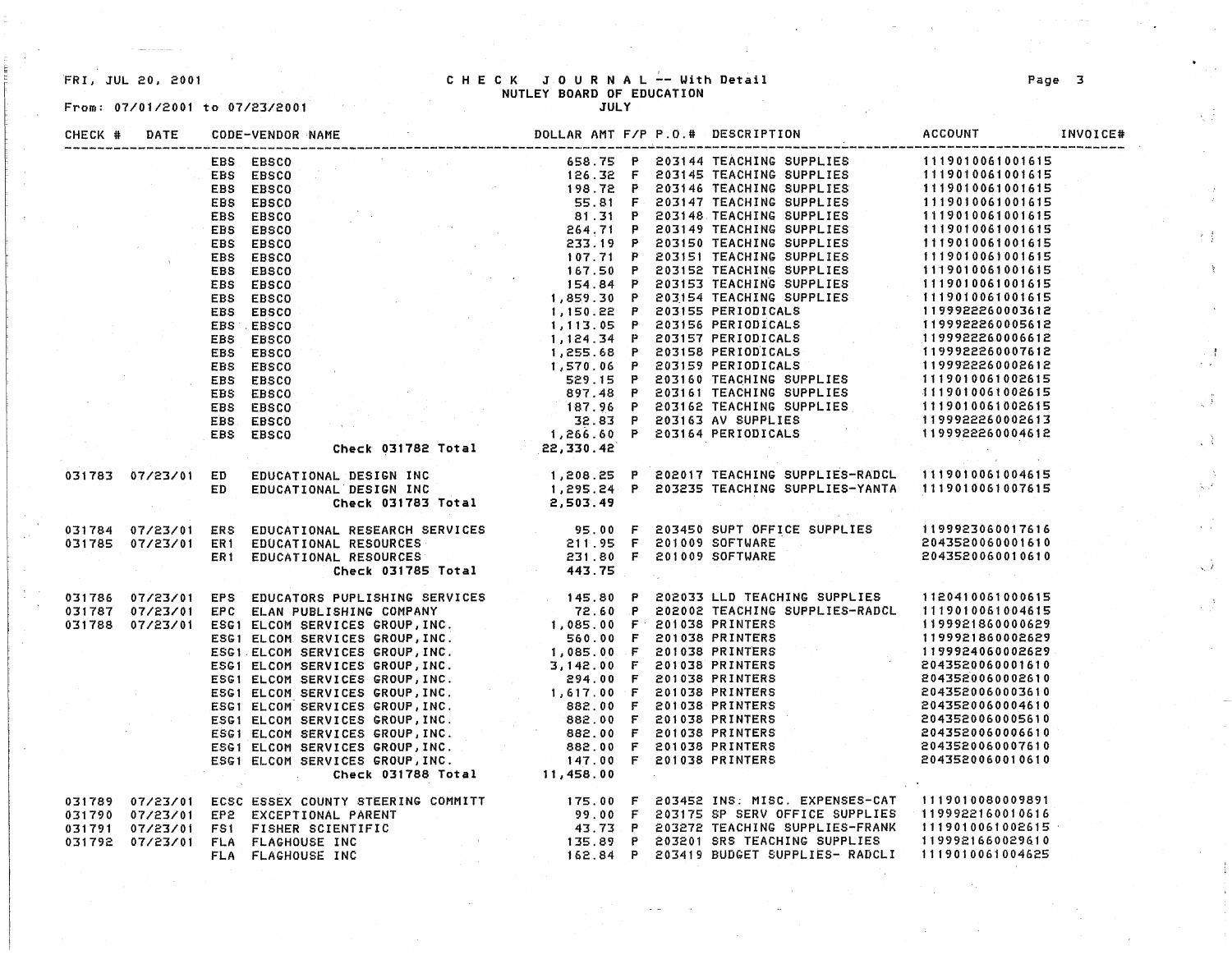FRI, JUL 20, 2001

# CHECK JOURNAL -- With Detail
## NUTLEY BOARD OF EDUCATION
JULY

From: 07/01/2001 to 07/23/2001

| CHECK # | DATE | CODE-VENDOR NAME | DOLLAR AMT | F/P | P.O.# | DESCRIPTION | ACCOUNT | INVOICE# |
|---|---|---|---|---|---|---|---|---|
| | | EBS EBSCO | 658.75 | P | 203144 | TEACHING SUPPLIES | 1119010061001615 | |
| | | EBS EBSCO | 126.32 | F | 203145 | TEACHING SUPPLIES | 1119010061001615 | |
| | | EBS EBSCO | 198.72 | P | 203146 | TEACHING SUPPLIES | 1119010061001615 | |
| | | EBS EBSCO | 55.81 | F | 203147 | TEACHING SUPPLIES | 1119010061001615 | |
| | | EBS EBSCO | 81.31 | P | 203148 | TEACHING SUPPLIES | 1119010061001615 | |
| | | EBS EBSCO | 264.71 | P | 203149 | TEACHING SUPPLIES | 1119010061001615 | |
| | | EBS EBSCO | 233.19 | P | 203150 | TEACHING SUPPLIES | 1119010061001615 | |
| | | EBS EBSCO | 107.71 | P | 203151 | TEACHING SUPPLIES | 1119010061001615 | |
| | | EBS EBSCO | 167.50 | P | 203152 | TEACHING SUPPLIES | 1119010061001615 | |
| | | EBS EBSCO | 154.84 | P | 203153 | TEACHING SUPPLIES | 1119010061001615 | |
| | | EBS EBSCO | 1,859.30 | P | 203154 | TEACHING SUPPLIES | 1119010061001615 | |
| | | EBS EBSCO | 1,150.22 | P | 203155 | PERIODICALS | 1199922260003612 | |
| | | EBS EBSCO | 1,113.05 | P | 203156 | PERIODICALS | 1199922260005612 | |
| | | EBS EBSCO | 1,124.34 | P | 203157 | PERIODICALS | 1199922260006612 | |
| | | EBS EBSCO | 1,255.68 | P | 203158 | PERIODICALS | 1199922260007612 | |
| | | EBS EBSCO | 1,570.06 | P | 203159 | PERIODICALS | 1199922260002612 | |
| | | EBS EBSCO | 529.15 | P | 203160 | TEACHING SUPPLIES | 1119010061002615 | |
| | | EBS EBSCO | 897.48 | P | 203161 | TEACHING SUPPLIES | 1119010061002615 | |
| | | EBS EBSCO | 187.96 | P | 203162 | TEACHING SUPPLIES | 1119010061002615 | |
| | | EBS EBSCO | 32.83 | P | 203163 | AV SUPPLIES | 1199922260002613 | |
| | | EBS EBSCO | 1,266.60 | P | 203164 | PERIODICALS | 1199922260004612 | |
| | | Check 031782 Total | 22,330.42 | | | | | |
| 031783 | 07/23/01 | ED EDUCATIONAL DESIGN INC | 1,208.25 | P | 202017 | TEACHING SUPPLIES-RADCL | 1119010061004615 | |
| | | ED EDUCATIONAL DESIGN INC | 1,295.24 | P | 203235 | TEACHING SUPPLIES-YANTA | 1119010061007615 | |
| | | Check 031783 Total | 2,503.49 | | | | | |
| 031784 | 07/23/01 | ERS EDUCATIONAL RESEARCH SERVICES | 95.00 | F | 203450 | SUPT OFFICE SUPPLIES | 1199923060017616 | |
| 031785 | 07/23/01 | ER1 EDUCATIONAL RESOURCES | 211.95 | F | 201009 | SOFTWARE | 2043520060001610 | |
| | | ER1 EDUCATIONAL RESOURCES | 231.80 | F | 201009 | SOFTWARE | 2043520060010610 | |
| | | Check 031785 Total | 443.75 | | | | | |
| 031786 | 07/23/01 | EPS EDUCATORS PUPLISHING SERVICES | 145.80 | P | 202033 | LLD TEACHING SUPPLIES | 1120410061000615 | |
| 031787 | 07/23/01 | EPC ELAN PUBLISHING COMPANY | 72.60 | P | 202002 | TEACHING SUPPLIES-RADCL | 1119010061004615 | |
| 031788 | 07/23/01 | ESG1 ELCOM SERVICES GROUP, INC. | 1,085.00 | F | 201038 | PRINTERS | 1199921860002629 | |
| | | ESG1 ELCOM SERVICES GROUP, INC. | 560.00 | F | 201038 | PRINTERS | 1199921860002629 | |
| | | ESG1 ELCOM SERVICES GROUP, INC. | 1,085.00 | F | 201038 | PRINTERS | 1199924060002629 | |
| | | ESG1 ELCOM SERVICES GROUP, INC. | 3,142.00 | F | 201038 | PRINTERS | 2043520060001610 | |
| | | ESG1 ELCOM SERVICES GROUP, INC. | 294.00 | F | 201038 | PRINTERS | 2043520060002610 | |
| | | ESG1 ELCOM SERVICES GROUP, INC. | 1,617.00 | F | 201038 | PRINTERS | 2043520060003610 | |
| | | ESG1 ELCOM SERVICES GROUP, INC. | 882.00 | F | 201038 | PRINTERS | 2043520060004610 | |
| | | ESG1 ELCOM SERVICES GROUP, INC. | 882.00 | F | 201038 | PRINTERS | 2043520060005610 | |
| | | ESG1 ELCOM SERVICES GROUP, INC. | 882.00 | F | 201038 | PRINTERS | 2043520060006610 | |
| | | ESG1 ELCOM SERVICES GROUP, INC. | 882.00 | F | 201038 | PRINTERS | 2043520060007610 | |
| | | ESG1 ELCOM SERVICES GROUP, INC. | 147.00 | F | 201038 | PRINTERS | 2043520060010610 | |
| | | Check 031788 Total | 11,458.00 | | | | | |
| 031789 | 07/23/01 | ECSC ESSEX COUNTY STEERING COMMITT | 175.00 | F | 203452 | INS. MISC. EXPENSES-CAT | 1119010080009891 | |
| 031790 | 07/23/01 | EP2 EXCEPTIONAL PARENT | 99.00 | F | 203175 | SP SERV OFFICE SUPPLIES | 1199922160010616 | |
| 031791 | 07/23/01 | FS1 FISHER SCIENTIFIC | 43.73 | P | 203272 | TEACHING SUPPLIES-FRANK | 1119010061002615 | |
| 031792 | 07/23/01 | FLA FLAGHOUSE INC | 135.89 | P | 203201 | SRS TEACHING SUPPLIES | 1199921660029610 | |
| | | FLA FLAGHOUSE INC | 162.84 | P | 203419 | BUDGET SUPPLIES- RADCLI | 1119010061004625 | |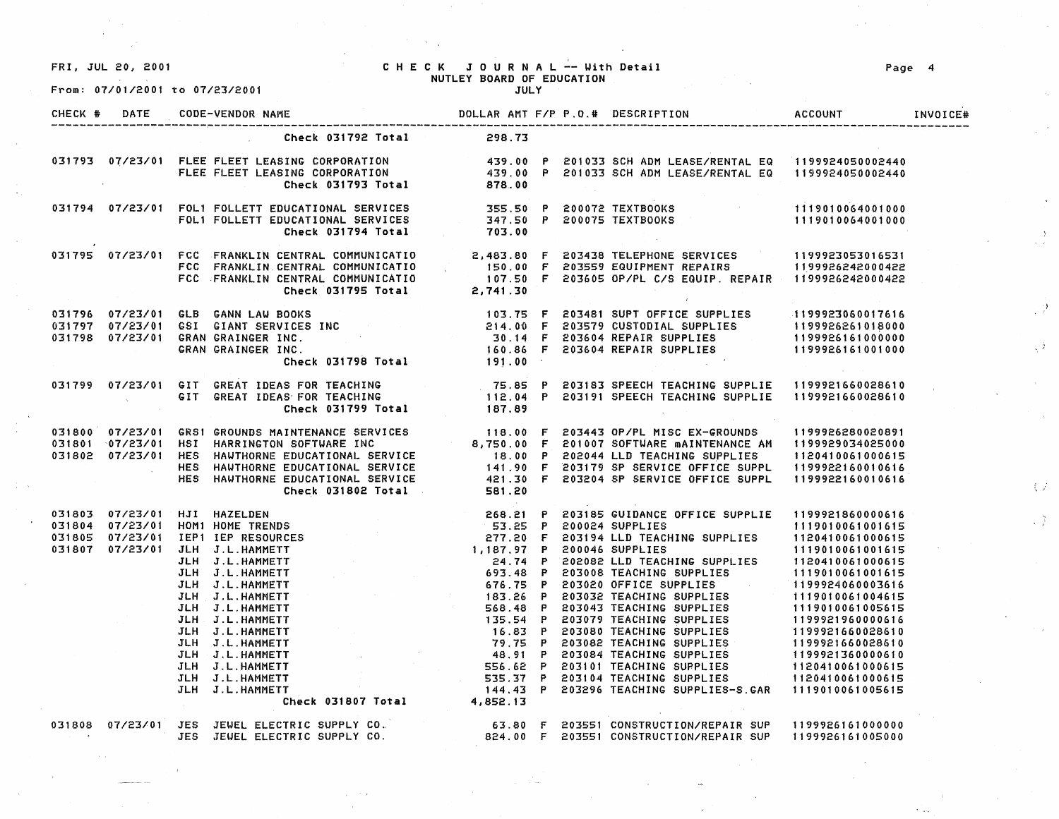FRI, JUL 20, 2001

# CHECK JOURNAL -- With Detail
## NUTLEY BOARD OF EDUCATION
JULY

From: 07/01/2001 to 07/23/2001

| CHECK # | DATE | CODE-VENDOR NAME | DOLLAR AMT | F/P | P.O.# | DESCRIPTION | ACCOUNT | INVOICE# |
|---|---|---|---|---|---|---|---|---|
| | | Check 031792 Total | 298.73 | | | | | |
| 031793 | 07/23/01 | FLEE FLEET LEASING CORPORATION | 439.00 | P | 201033 | SCH ADM LEASE/RENTAL EQ | 1199924050002440 | |
| | | FLEE FLEET LEASING CORPORATION | 439.00 | P | 201033 | SCH ADM LEASE/RENTAL EQ | 1199924050002440 | |
| | | Check 031793 Total | 878.00 | | | | | |
| 031794 | 07/23/01 | FOL1 FOLLETT EDUCATIONAL SERVICES | 355.50 | P | 200072 | TEXTBOOKS | 1119010064001000 | |
| | | FOL1 FOLLETT EDUCATIONAL SERVICES | 347.50 | P | 200075 | TEXTBOOKS | 1119010064001000 | |
| | | Check 031794 Total | 703.00 | | | | | |
| 031795 | 07/23/01 | FCC FRANKLIN CENTRAL COMMUNICATIO | 2,483.80 | F | 203438 | TELEPHONE SERVICES | 1199923053016531 | |
| | | FCC FRANKLIN CENTRAL COMMUNICATIO | 150.00 | F | 203559 | EQUIPMENT REPAIRS | 1199926242000422 | |
| | | FCC FRANKLIN CENTRAL COMMUNICATIO | 107.50 | F | 203605 | OP/PL C/S EQUIP. REPAIR | 1199926242000422 | |
| | | Check 031795 Total | 2,741.30 | | | | | |
| 031796 | 07/23/01 | GLB GANN LAW BOOKS | 103.75 | F | 203481 | SUPT OFFICE SUPPLIES | 1199923060017616 | |
| 031797 | 07/23/01 | GSI GIANT SERVICES INC | 214.00 | F | 203579 | CUSTODIAL SUPPLIES | 1199926261018000 | |
| 031798 | 07/23/01 | GRAN GRAINGER INC. | 30.14 | F | 203604 | REPAIR SUPPLIES | 1199926161000000 | |
| | | GRAN GRAINGER INC. | 160.86 | F | 203604 | REPAIR SUPPLIES | 1199926161001000 | |
| | | Check 031798 Total | 191.00 | | | | | |
| 031799 | 07/23/01 | GIT GREAT IDEAS FOR TEACHING | 75.85 | P | 203183 | SPEECH TEACHING SUPPLIE | 1199921660028610 | |
| | | GIT GREAT IDEAS FOR TEACHING | 112.04 | P | 203191 | SPEECH TEACHING SUPPLIE | 1199921660028610 | |
| | | Check 031799 Total | 187.89 | | | | | |
| 031800 | 07/23/01 | GRS1 GROUNDS MAINTENANCE SERVICES | 118.00 | F | 203443 | OP/PL MISC EX-GROUNDS | 1199926280020891 | |
| 031801 | 07/23/01 | HSI HARRINGTON SOFTWARE INC | 8,750.00 | F | 201007 | SOFTWARE mAINTENANCE AM | 1199929034025000 | |
| 031802 | 07/23/01 | HES HAWTHORNE EDUCATIONAL SERVICE | 18.00 | P | 202044 | LLD TEACHING SUPPLIES | 1120410061000615 | |
| | | HES HAWTHORNE EDUCATIONAL SERVICE | 141.90 | F | 203179 | SP SERVICE OFFICE SUPPL | 1199922160010616 | |
| | | HES HAWTHORNE EDUCATIONAL SERVICE | 421.30 | F | 203204 | SP SERVICE OFFICE SUPPL | 1199922160010616 | |
| | | Check 031802 Total | 581.20 | | | | | |
| 031803 | 07/23/01 | HJI HAZELDEN | 268.21 | P | 203185 | GUIDANCE OFFICE SUPPLIE | 1199921860000616 | |
| 031804 | 07/23/01 | HOM1 HOME TRENDS | 53.25 | P | 200024 | SUPPLIES | 1119010061001615 | |
| 031805 | 07/23/01 | IEP1 IEP RESOURCES | 277.20 | F | 203194 | LLD TEACHING SUPPLIES | 1120410061000615 | |
| 031807 | 07/23/01 | JLH J.L.HAMMETT | 1,187.97 | P | 200046 | SUPPLIES | 1119010061001615 | |
| | | JLH J.L.HAMMETT | 24.74 | P | 202082 | LLD TEACHING SUPPLIES | 1120410061000615 | |
| | | JLH J.L.HAMMETT | 693.48 | P | 203008 | TEACHING SUPPLIES | 1119010061001615 | |
| | | JLH J.L.HAMMETT | 676.75 | P | 203020 | OFFICE SUPPLIES | 1199924060003616 | |
| | | JLH J.L.HAMMETT | 183.26 | P | 203032 | TEACHING SUPPLIES | 1119010061004615 | |
| | | JLH J.L.HAMMETT | 568.48 | P | 203043 | TEACHING SUPPLIES | 1119010061005615 | |
| | | JLH J.L.HAMMETT | 135.54 | P | 203079 | TEACHING SUPPLIES | 1199921960000616 | |
| | | JLH J.L.HAMMETT | 16.83 | P | 203080 | TEACHING SUPPLIES | 1199921660028610 | |
| | | JLH J.L.HAMMETT | 79.75 | P | 203082 | TEACHING SUPPLIES | 1199921660028610 | |
| | | JLH J.L.HAMMETT | 48.91 | P | 203084 | TEACHING SUPPLIES | 1199921360000610 | |
| | | JLH J.L.HAMMETT | 556.62 | P | 203101 | TEACHING SUPPLIES | 1120410061000615 | |
| | | JLH J.L.HAMMETT | 535.37 | P | 203104 | TEACHING SUPPLIES | 1120410061000615 | |
| | | JLH J.L.HAMMETT | 144.43 | P | 203296 | TEACHING SUPPLIES-S.GAR | 1119010061005615 | |
| | | Check 031807 Total | 4,852.13 | | | | | |
| 031808 | 07/23/01 | JES JEWEL ELECTRIC SUPPLY CO. | 63.80 | F | 203551 | CONSTRUCTION/REPAIR SUP | 1199926161000000 | |
| | | JES JEWEL ELECTRIC SUPPLY CO. | 824.00 | F | 203551 | CONSTRUCTION/REPAIR SUP | 1199926161005000 | |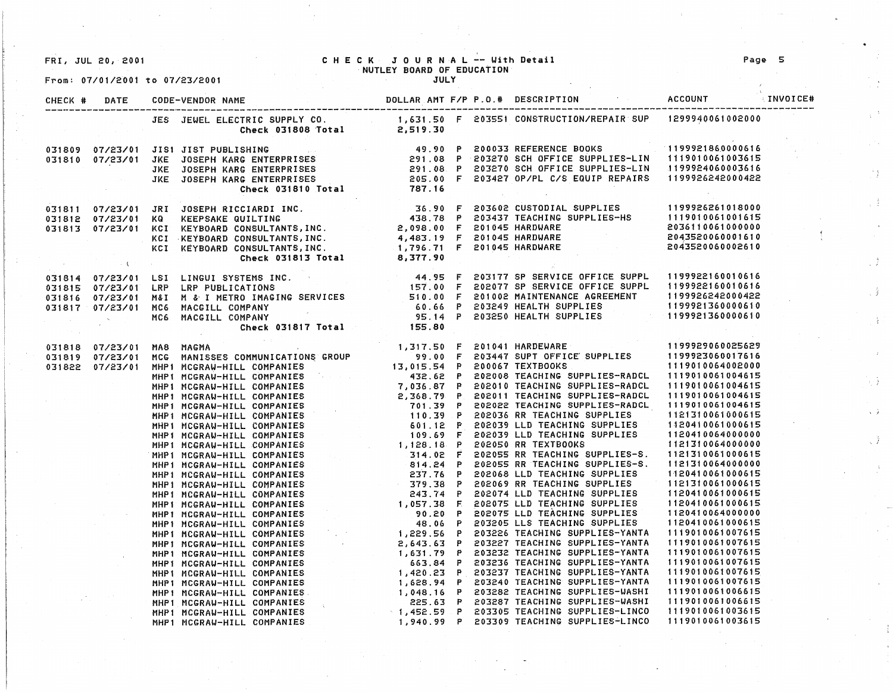FRI, JUL 20, 2001

# CHECK JOURNAL -- With Detail
NUTLEY BOARD OF EDUCATION
JULY

From: 07/01/2001 to 07/23/2001

| CHECK # | DATE | CODE-VENDOR NAME | DOLLAR AMT | F/P | P.O.# | DESCRIPTION | ACCOUNT | INVOICE# |
|---|---|---|---|---|---|---|---|---|
| | | JES JEWEL ELECTRIC SUPPLY CO. | 1,631.50 | F | 203551 | CONSTRUCTION/REPAIR SUP | 1299940061002000 | |
| | | Check 031808 Total | 2,519.30 | | | | | |
| 031809 | 07/23/01 | JIS1 JIST PUBLISHING | 49.90 | P | 200033 | REFERENCE BOOKS | 1199921860000616 | |
| 031810 | 07/23/01 | JKE JOSEPH KARG ENTERPRISES | 291.08 | P | 203270 | SCH OFFICE SUPPLIES-LIN | 1119010061003615 | |
| | | JKE JOSEPH KARG ENTERPRISES | 291.08 | P | 203270 | SCH OFFICE SUPPLIES-LIN | 1199924060003616 | |
| | | JKE JOSEPH KARG ENTERPRISES | 205.00 | F | 203427 | OP/PL C/S EQUIP REPAIRS | 1199926242000422 | |
| | | Check 031810 Total | 787.16 | | | | | |
| 031811 | 07/23/01 | JRI JOSEPH RICCIARDI INC. | 36.90 | F | 203602 | CUSTODIAL SUPPLIES | 1199926261018000 | |
| 031812 | 07/23/01 | KQ KEEPSAKE QUILTING | 438.78 | P | 203437 | TEACHING SUPPLIES-HS | 1119010061001615 | |
| 031813 | 07/23/01 | KCI KEYBOARD CONSULTANTS, INC. | 2,098.00 | F | 201045 | HARDWARE | 2036110061000000 | |
| | | KCI KEYBOARD CONSULTANTS, INC. | 4,483.19 | F | 201045 | HARDWARE | 2043520060001610 | |
| | | KCI KEYBOARD CONSULTANTS, INC. | 1,796.71 | F | 201045 | HARDWARE | 2043520060002610 | |
| | | Check 031813 Total | 8,377.90 | | | | | |
| 031814 | 07/23/01 | LSI LINGUI SYSTEMS INC. | 44.95 | F | 203177 | SP SERVICE OFFICE SUPPL | 1199922160010616 | |
| 031815 | 07/23/01 | LRP LRP PUBLICATIONS | 157.00 | F | 202077 | SP SERVICE OFFICE SUPPL | 1199922160010616 | |
| 031816 | 07/23/01 | M&I M & I METRO IMAGING SERVICES | 510.00 | F | 201002 | MAINTENANCE AGREEMENT | 1199926242000422 | |
| 031817 | 07/23/01 | MC6 MACGILL COMPANY | 60.66 | P | 203249 | HEALTH SUPPLIES | 1199921360000610 | |
| | | MC6 MACGILL COMPANY | 95.14 | P | 203250 | HEALTH SUPPLIES | 1199921360000610 | |
| | | Check 031817 Total | 155.80 | | | | | |
| 031818 | 07/23/01 | MA8 MAGMA | 1,317.50 | F | 201041 | HARDEWARE | 1199929060025629 | |
| 031819 | 07/23/01 | MCG MANISSES COMMUNICATIONS GROUP | 99.00 | F | 203447 | SUPT OFFICE SUPPLIES | 1199923060017616 | |
| 031822 | 07/23/01 | MHP1 MCGRAW-HILL COMPANIES | 13,015.54 | P | 200067 | TEXTBOOKS | 1119010064002000 | |
| | | MHP1 MCGRAW-HILL COMPANIES | 432.62 | P | 202008 | TEACHING SUPPLIES-RADCL | 1119010061004615 | |
| | | MHP1 MCGRAW-HILL COMPANIES | 7,036.87 | P | 202010 | TEACHING SUPPLIES-RADCL | 1119010061004615 | |
| | | MHP1 MCGRAW-HILL COMPANIES | 2,368.79 | P | 202011 | TEACHING SUPPLIES-RADCL | 1119010061004615 | |
| | | MHP1 MCGRAW-HILL COMPANIES | 701.39 | P | 202022 | TEACHING SUPPLIES-RADCL | 1119010061004615 | |
| | | MHP1 MCGRAW-HILL COMPANIES | 110.39 | P | 202036 | RR TEACHING SUPPLIES | 1121310061000615 | |
| | | MHP1 MCGRAW-HILL COMPANIES | 601.12 | P | 202039 | LLD TEACHING SUPPLIES | 1120410061000615 | |
| | | MHP1 MCGRAW-HILL COMPANIES | 109.69 | F | 202039 | LLD TEACHING SUPPLIES | 1120410064000000 | |
| | | MHP1 MCGRAW-HILL COMPANIES | 1,128.18 | P | 202050 | RR TEXTBOOKS | 1121310064000000 | |
| | | MHP1 MCGRAW-HILL COMPANIES | 314.02 | F | 202055 | RR TEACHING SUPPLIES-S. | 1121310061000615 | |
| | | MHP1 MCGRAW-HILL COMPANIES | 814.24 | P | 202055 | RR TEACHING SUPPLIES-S. | 1121310064000000 | |
| | | MHP1 MCGRAW-HILL COMPANIES | 237.76 | P | 202068 | LLD TEACHING SUPPLIES | 1120410061000615 | |
| | | MHP1 MCGRAW-HILL COMPANIES | 379.38 | P | 202069 | RR TEACHING SUPPLIES | 1121310061000615 | |
| | | MHP1 MCGRAW-HILL COMPANIES | 243.74 | P | 202074 | LLD TEACHING SUPPLIES | 1120410061000615 | |
| | | MHP1 MCGRAW-HILL COMPANIES | 1,057.38 | F | 202075 | LLD TEACHING SUPPLIES | 1120410061000615 | |
| | | MHP1 MCGRAW-HILL COMPANIES | 90.20 | P | 202075 | LLD TEACHING SUPPLIES | 1120410064000000 | |
| | | MHP1 MCGRAW-HILL COMPANIES | 48.06 | P | 203205 | LLS TEACHING SUPPLIES | 1120410061000615 | |
| | | MHP1 MCGRAW-HILL COMPANIES | 1,229.56 | P | 203226 | TEACHING SUPPLIES-YANTA | 1119010061007615 | |
| | | MHP1 MCGRAW-HILL COMPANIES | 2,643.63 | P | 203227 | TEACHING SUPPLIES-YANTA | 1119010061007615 | |
| | | MHP1 MCGRAW-HILL COMPANIES | 1,631.79 | P | 203232 | TEACHING SUPPLIES-YANTA | 1119010061007615 | |
| | | MHP1 MCGRAW-HILL COMPANIES | 663.84 | P | 203236 | TEACHING SUPPLIES-YANTA | 1119010061007615 | |
| | | MHP1 MCGRAW-HILL COMPANIES | 1,420.23 | P | 203237 | TEACHING SUPPLIES-YANTA | 1119010061007615 | |
| | | MHP1 MCGRAW-HILL COMPANIES | 1,628.94 | P | 203240 | TEACHING SUPPLIES-YANTA | 1119010061007615 | |
| | | MHP1 MCGRAW-HILL COMPANIES | 1,048.16 | P | 203282 | TEACHING SUPPLIES-WASHI | 1119010061006615 | |
| | | MHP1 MCGRAW-HILL COMPANIES | 225.63 | P | 203287 | TEACHING SUPPLIES-WASHI | 1119010061006615 | |
| | | MHP1 MCGRAW-HILL COMPANIES | 1,452.59 | P | 203305 | TEACHING SUPPLIES-LINCO | 1119010061003615 | |
| | | MHP1 MCGRAW-HILL COMPANIES | 1,940.99 | P | 203309 | TEACHING SUPPLIES-LINCO | 1119010061003615 | |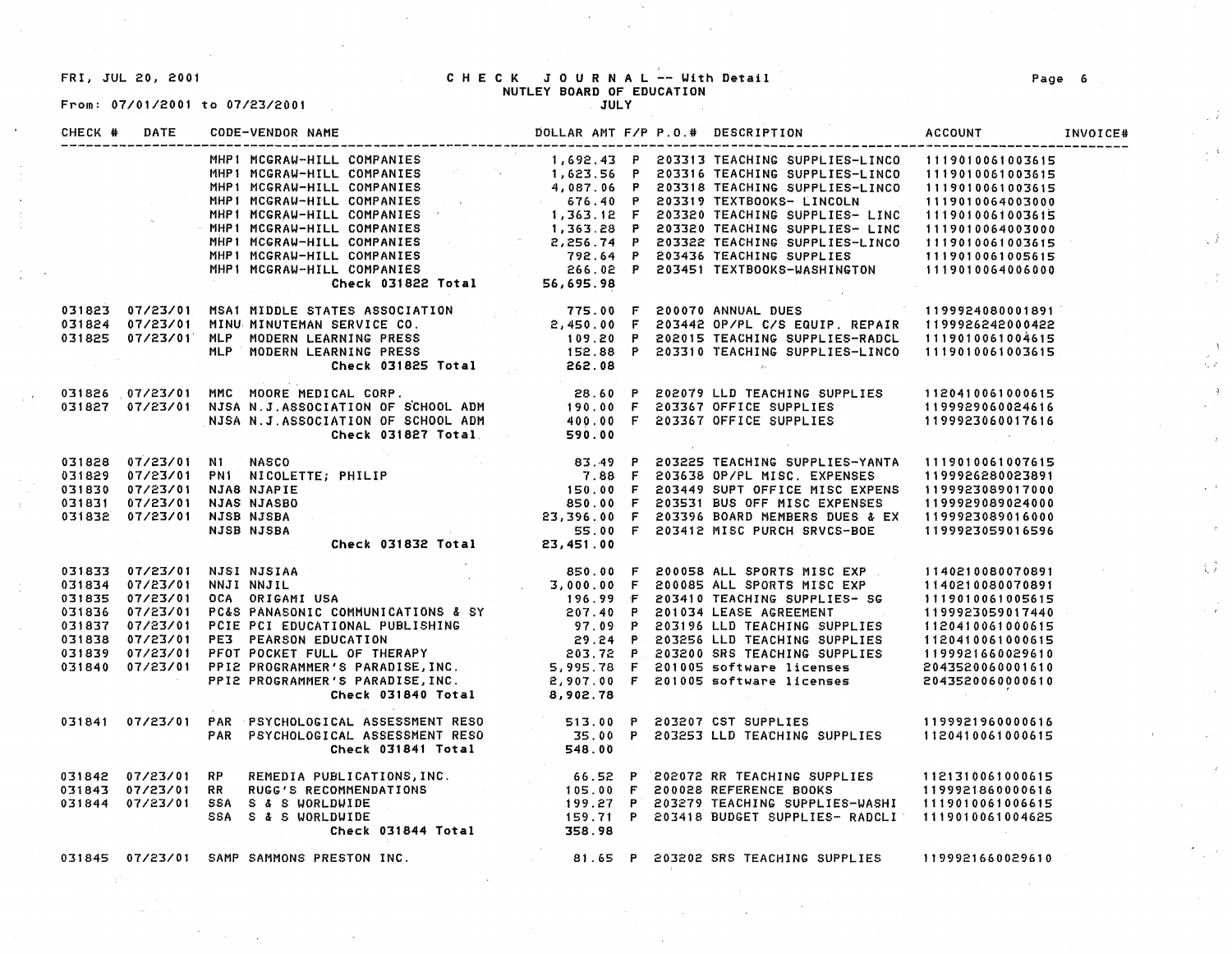FRI, JUL 20, 2001

# CHECK JOURNAL -- With Detail
## NUTLEY BOARD OF EDUCATION
### JULY

From: 07/01/2001 to 07/23/2001

| CHECK # | DATE | CODE-VENDOR NAME | DOLLAR AMT | F/P | P.O.# | DESCRIPTION | ACCOUNT | INVOICE# |
|---|---|---|---|---|---|---|---|---|
| | | MHP1 MCGRAW-HILL COMPANIES | 1,692.43 | P | 203313 | TEACHING SUPPLIES-LINCO | 1119010061003615 | |
| | | MHP1 MCGRAW-HILL COMPANIES | 1,623.56 | P | 203316 | TEACHING SUPPLIES-LINCO | 1119010061003615 | |
| | | MHP1 MCGRAW-HILL COMPANIES | 4,087.06 | P | 203318 | TEACHING SUPPLIES-LINCO | 1119010061003615 | |
| | | MHP1 MCGRAW-HILL COMPANIES | 676.40 | P | 203319 | TEXTBOOKS- LINCOLN | 1119010064003000 | |
| | | MHP1 MCGRAW-HILL COMPANIES | 1,363.12 | F | 203320 | TEACHING SUPPLIES- LINC | 1119010061003615 | |
| | | MHP1 MCGRAW-HILL COMPANIES | 1,363.28 | P | 203320 | TEACHING SUPPLIES- LINC | 1119010064003000 | |
| | | MHP1 MCGRAW-HILL COMPANIES | 2,256.74 | P | 203322 | TEACHING SUPPLIES-LINCO | 1119010061003615 | |
| | | MHP1 MCGRAW-HILL COMPANIES | 792.64 | P | 203436 | TEACHING SUPPLIES | 1119010061005615 | |
| | | MHP1 MCGRAW-HILL COMPANIES | 266.02 | P | 203451 | TEXTBOOKS-WASHINGTON | 1119010064006000 | |
| | | **Check 031822 Total** | 56,695.98 | | | | | |
| 031823 | 07/23/01 | MSA1 MIDDLE STATES ASSOCIATION | 775.00 | F | 200070 | ANNUAL DUES | 1199924080001891 | |
| 031824 | 07/23/01 | MINU MINUTEMAN SERVICE CO. | 2,450.00 | F | 203442 | OP/PL C/S EQUIP. REPAIR | 1199926242000422 | |
| 031825 | 07/23/01 | MLP MODERN LEARNING PRESS | 109.20 | P | 202015 | TEACHING SUPPLIES-RADCL | 1119010061004615 | |
| | | MLP MODERN LEARNING PRESS | 152.88 | P | 203310 | TEACHING SUPPLIES-LINCO | 1119010061003615 | |
| | | **Check 031825 Total** | 262.08 | | | | | |
| 031826 | 07/23/01 | MMC MOORE MEDICAL CORP. | 28.60 | P | 202079 | LLD TEACHING SUPPLIES | 1120410061000615 | |
| 031827 | 07/23/01 | NJSA N.J.ASSOCIATION OF SCHOOL ADM | 190.00 | F | 203367 | OFFICE SUPPLIES | 1199929060024616 | |
| | | NJSA N.J.ASSOCIATION OF SCHOOL ADM | 400.00 | F | 203367 | OFFICE SUPPLIES | 1199923060017616 | |
| | | **Check 031827 Total** | 590.00 | | | | | |
| 031828 | 07/23/01 | N1 NASCO | 83.49 | P | 203225 | TEACHING SUPPLIES-YANTA | 1119010061007615 | |
| 031829 | 07/23/01 | PN1 NICOLETTE; PHILIP | 7.88 | F | 203638 | OP/PL MISC. EXPENSES | 1199926280023891 | |
| 031830 | 07/23/01 | NJA8 NJAPIE | 150.00 | F | 203449 | SUPT OFFICE MISC EXPENS | 1199923089017000 | |
| 031831 | 07/23/01 | NJAS NJASBO | 850.00 | F | 203531 | BUS OFF MISC EXPENSES | 1199929089024000 | |
| 031832 | 07/23/01 | NJSB NJSBA | 23,396.00 | F | 203396 | BOARD MEMBERS DUES & EX | 1199923089016000 | |
| | | NJSB NJSBA | 55.00 | F | 203412 | MISC PURCH SRVCS-BOE | 1199923059016596 | |
| | | **Check 031832 Total** | 23,451.00 | | | | | |
| 031833 | 07/23/01 | NJSI NJSIAA | 850.00 | F | 200058 | ALL SPORTS MISC EXP | 1140210080070891 | |
| 031834 | 07/23/01 | NNJI NNJIL | 3,000.00 | F | 200085 | ALL SPORTS MISC EXP | 1140210080070891 | |
| 031835 | 07/23/01 | OCA ORIGAMI USA | 196.99 | F | 203410 | TEACHING SUPPLIES- SG | 1119010061005615 | |
| 031836 | 07/23/01 | PC&S PANASONIC COMMUNICATIONS & SY | 207.40 | P | 201034 | LEASE AGREEMENT | 1199923059017440 | |
| 031837 | 07/23/01 | PCIE PCI EDUCATIONAL PUBLISHING | 97.09 | P | 203196 | LLD TEACHING SUPPLIES | 1120410061000615 | |
| 031838 | 07/23/01 | PE3 PEARSON EDUCATION | 29.24 | P | 203256 | LLD TEACHING SUPPLIES | 1120410061000615 | |
| 031839 | 07/23/01 | PFOT POCKET FULL OF THERAPY | 203.72 | P | 203200 | SRS TEACHING SUPPLIES | 1199921660029610 | |
| 031840 | 07/23/01 | PPI2 PROGRAMMER'S PARADISE,INC. | 5,995.78 | F | 201005 | software licenses | 2043520060001610 | |
| | | PPI2 PROGRAMMER'S PARADISE,INC. | 2,907.00 | F | 201005 | software licenses | 2043520060000610 | |
| | | **Check 031840 Total** | 8,902.78 | | | | | |
| 031841 | 07/23/01 | PAR PSYCHOLOGICAL ASSESSMENT RESO | 513.00 | P | 203207 | CST SUPPLIES | 1199921960000616 | |
| | | PAR PSYCHOLOGICAL ASSESSMENT RESO | 35.00 | P | 203253 | LLD TEACHING SUPPLIES | 1120410061000615 | |
| | | **Check 031841 Total** | 548.00 | | | | | |
| 031842 | 07/23/01 | RP REMEDIA PUBLICATIONS,INC. | 66.52 | P | 202072 | RR TEACHING SUPPLIES | 1121310061000615 | |
| 031843 | 07/23/01 | RR RUGG'S RECOMMENDATIONS | 105.00 | F | 200028 | REFERENCE BOOKS | 1199921860000616 | |
| 031844 | 07/23/01 | SSA S & S WORLDWIDE | 199.27 | P | 203279 | TEACHING SUPPLIES-WASHI | 1119010061006615 | |
| | | SSA S & S WORLDWIDE | 159.71 | P | 203418 | BUDGET SUPPLIES- RADCLI | 1119010061004625 | |
| | | **Check 031844 Total** | 358.98 | | | | | |
| 031845 | 07/23/01 | SAMP SAMMONS PRESTON INC. | 81.65 | P | 203202 | SRS TEACHING SUPPLIES | 1199921660029610 | |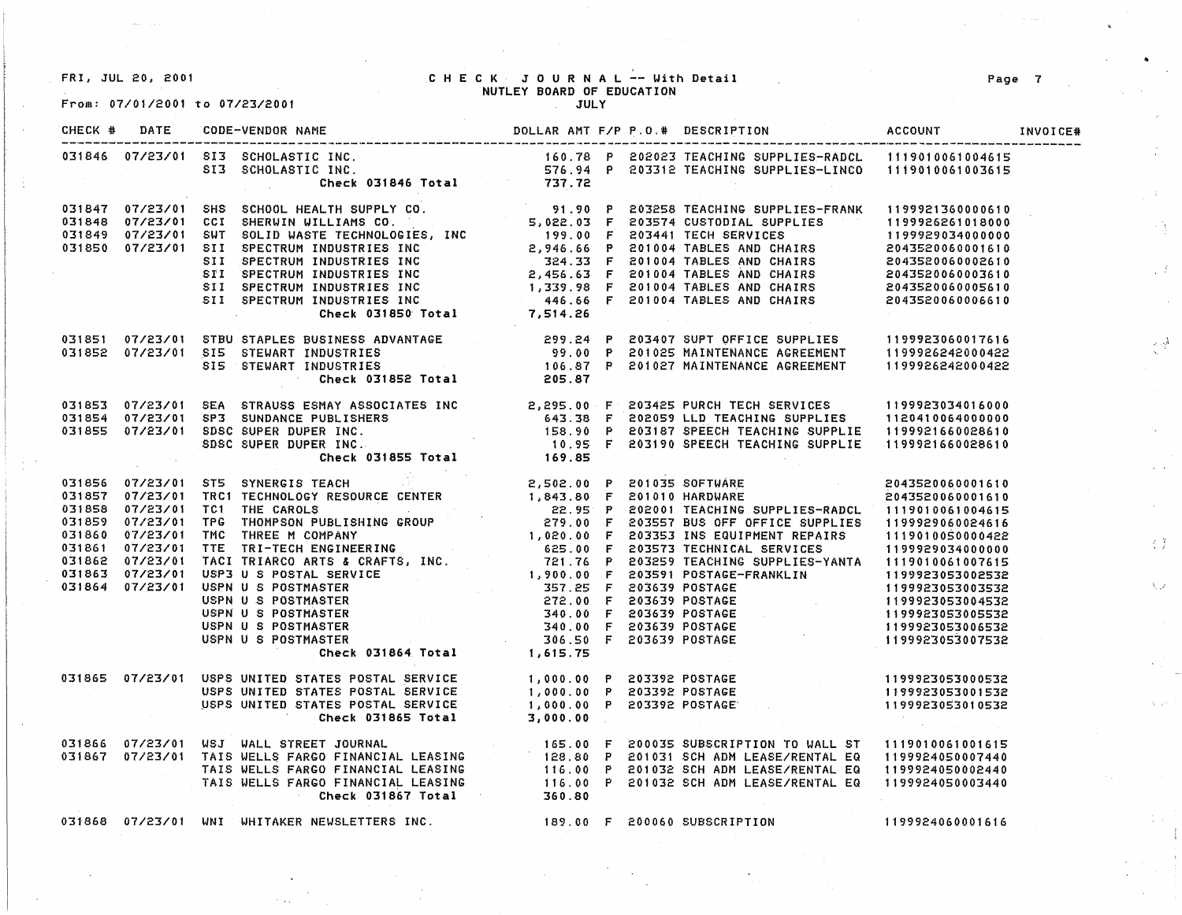FRI, JUL 20, 2001

# CHECK JOURNAL -- With Detail

NUTLEY BOARD OF EDUCATION

JULY

From: 07/01/2001 to 07/23/2001

| CHECK # | DATE | CODE-VENDOR NAME | DOLLAR AMT | F/P | P.O.# | DESCRIPTION | ACCOUNT | INVOICE# |
|---|---|---|---|---|---|---|---|---|
| 031846 | 07/23/01 | SI3 SCHOLASTIC INC. | 160.78 | P | 202023 | TEACHING SUPPLIES-RADCL | 1119010061004615 | |
| | | SI3 SCHOLASTIC INC. | 576.94 | P | 203312 | TEACHING SUPPLIES-LINCO | 1119010061003615 | |
| | | Check 031846 Total | 737.72 | | | | | |
| 031847 | 07/23/01 | SHS SCHOOL HEALTH SUPPLY CO. | 91.90 | P | 203258 | TEACHING SUPPLIES-FRANK | 1199921360000610 | |
| 031848 | 07/23/01 | CCI SHERWIN WILLIAMS CO. | 5,022.03 | F | 203574 | CUSTODIAL SUPPLIES | 1199926261018000 | |
| 031849 | 07/23/01 | SWT SOLID WASTE TECHNOLOGIES, INC | 199.00 | F | 203441 | TECH SERVICES | 1199929034000000 | |
| 031850 | 07/23/01 | SII SPECTRUM INDUSTRIES INC | 2,946.66 | P | 201004 | TABLES AND CHAIRS | 2043520060001610 | |
| | | SII SPECTRUM INDUSTRIES INC | 324.33 | F | 201004 | TABLES AND CHAIRS | 2043520060002610 | |
| | | SII SPECTRUM INDUSTRIES INC | 2,456.63 | F | 201004 | TABLES AND CHAIRS | 2043520060003610 | |
| | | SII SPECTRUM INDUSTRIES INC | 1,339.98 | F | 201004 | TABLES AND CHAIRS | 2043520060005610 | |
| | | SII SPECTRUM INDUSTRIES INC | 446.66 | F | 201004 | TABLES AND CHAIRS | 2043520060006610 | |
| | | Check 031850 Total | 7,514.26 | | | | | |
| 031851 | 07/23/01 | STBU STAPLES BUSINESS ADVANTAGE | 299.24 | P | 203407 | SUPT OFFICE SUPPLIES | 1199923060017616 | |
| 031852 | 07/23/01 | SI5 STEWART INDUSTRIES | 99.00 | P | 201025 | MAINTENANCE AGREEMENT | 1199926242000422 | |
| | | SI5 STEWART INDUSTRIES | 106.87 | P | 201027 | MAINTENANCE AGREEMENT | 1199926242000422 | |
| | | Check 031852 Total | 205.87 | | | | | |
| 031853 | 07/23/01 | SEA STRAUSS ESMAY ASSOCIATES INC | 2,295.00 | F | 203425 | PURCH TECH SERVICES | 1199923034016000 | |
| 031854 | 07/23/01 | SP3 SUNDANCE PUBLISHERS | 643.38 | F | 202059 | LLD TEACHING SUPPLIES | 1120410064000000 | |
| 031855 | 07/23/01 | SDSC SUPER DUPER INC. | 158.90 | P | 203187 | SPEECH TEACHING SUPPLIE | 1199921660028610 | |
| | | SDSC SUPER DUPER INC. | 10.95 | F | 203190 | SPEECH TEACHING SUPPLIE | 1199921660028610 | |
| | | Check 031855 Total | 169.85 | | | | | |
| 031856 | 07/23/01 | ST5 SYNERGIS TEACH | 2,502.00 | P | 201035 | SOFTWARE | 2043520060001610 | |
| 031857 | 07/23/01 | TRC1 TECHNOLOGY RESOURCE CENTER | 1,843.80 | F | 201010 | HARDWARE | 2043520060001610 | |
| 031858 | 07/23/01 | TC1 THE CAROLS | 22.95 | P | 202001 | TEACHING SUPPLIES-RADCL | 1119010061004615 | |
| 031859 | 07/23/01 | TPG THOMPSON PUBLISHING GROUP | 279.00 | F | 203557 | BUS OFF OFFICE SUPPLIES | 1199929060024616 | |
| 031860 | 07/23/01 | TMC THREE M COMPANY | 1,020.00 | F | 203353 | INS EQUIPMENT REPAIRS | 1119010050000422 | |
| 031861 | 07/23/01 | TTE TRI-TECH ENGINEERING | 625.00 | F | 203573 | TECHNICAL SERVICES | 1199929034000000 | |
| 031862 | 07/23/01 | TACI TRIARCO ARTS & CRAFTS, INC. | 721.76 | P | 203259 | TEACHING SUPPLIES-YANTA | 1119010061007615 | |
| 031863 | 07/23/01 | USP3 U S POSTAL SERVICE | 1,900.00 | F | 203591 | POSTAGE-FRANKLIN | 1199923053002532 | |
| 031864 | 07/23/01 | USPN U S POSTMASTER | 357.25 | F | 203639 | POSTAGE | 1199923053003532 | |
| | | USPN U S POSTMASTER | 272.00 | F | 203639 | POSTAGE | 1199923053004532 | |
| | | USPN U S POSTMASTER | 340.00 | F | 203639 | POSTAGE | 1199923053005532 | |
| | | USPN U S POSTMASTER | 340.00 | F | 203639 | POSTAGE | 1199923053006532 | |
| | | USPN U S POSTMASTER | 306.50 | F | 203639 | POSTAGE | 1199923053007532 | |
| | | Check 031864 Total | 1,615.75 | | | | | |
| 031865 | 07/23/01 | USPS UNITED STATES POSTAL SERVICE | 1,000.00 | P | 203392 | POSTAGE | 1199923053000532 | |
| | | USPS UNITED STATES POSTAL SERVICE | 1,000.00 | P | 203392 | POSTAGE | 1199923053001532 | |
| | | USPS UNITED STATES POSTAL SERVICE | 1,000.00 | P | 203392 | POSTAGE | 1199923053010532 | |
| | | Check 031865 Total | 3,000.00 | | | | | |
| 031866 | 07/23/01 | WSJ WALL STREET JOURNAL | 165.00 | F | 200035 | SUBSCRIPTION TO WALL ST | 1119010061001615 | |
| 031867 | 07/23/01 | TAIS WELLS FARGO FINANCIAL LEASING | 128.80 | P | 201031 | SCH ADM LEASE/RENTAL EQ | 1199924050007440 | |
| | | TAIS WELLS FARGO FINANCIAL LEASING | 116.00 | P | 201032 | SCH ADM LEASE/RENTAL EQ | 1199924050002440 | |
| | | TAIS WELLS FARGO FINANCIAL LEASING | 116.00 | P | 201032 | SCH ADM LEASE/RENTAL EQ | 1199924050003440 | |
| | | Check 031867 Total | 360.80 | | | | | |
| 031868 | 07/23/01 | WNI WHITAKER NEWSLETTERS INC. | 189.00 | F | 200060 | SUBSCRIPTION | 1199924060001616 | |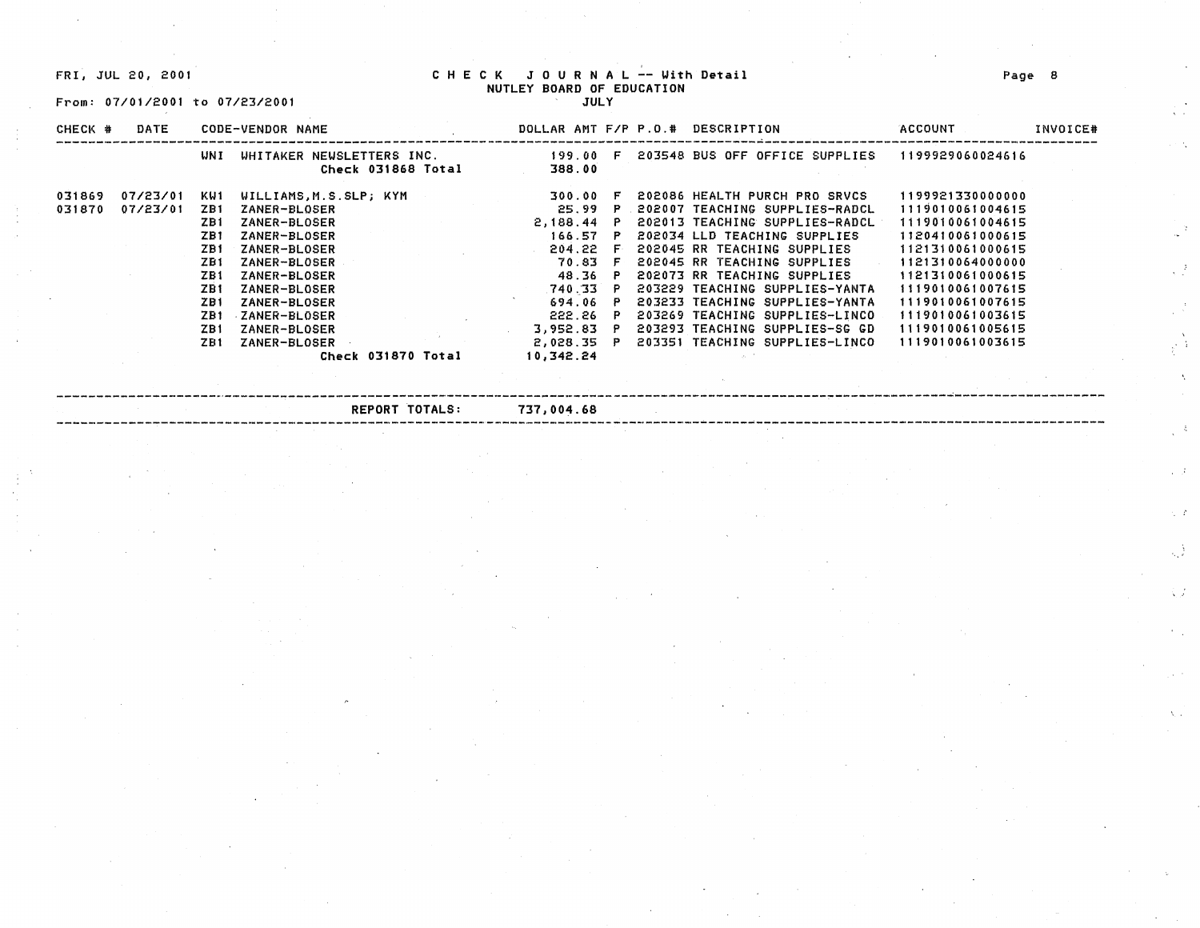FRI, JUL 20, 2001

# CHECK JOURNAL -- With Detail

NUTLEY BOARD OF EDUCATION

JULY

From: 07/01/2001 to 07/23/2001

| CHECK # | DATE | CODE-VENDOR NAME | | DOLLAR AMT | F/P | P.O.# | DESCRIPTION | ACCOUNT | INVOICE# |
|---|---|---|---|---|---|---|---|---|---|
| | | WNI | WHITAKER NEWSLETTERS INC. | 199.00 | F | 203548 | BUS OFF OFFICE SUPPLIES | 1199929060024616 | |
| | | | Check 031868 Total | 388.00 | | | | | |
| 031869 | 07/23/01 | KW1 | WILLIAMS,M.S.SLP; KYM | 300.00 | F | 202086 | HEALTH PURCH PRO SRVCS | 1199921330000000 | |
| 031870 | 07/23/01 | ZB1 | ZANER-BLOSER | 25.99 | P | 202007 | TEACHING SUPPLIES-RADCL | 1119010061004615 | |
| | | ZB1 | ZANER-BLOSER | 2,188.44 | P | 202013 | TEACHING SUPPLIES-RADCL | 1119010061004615 | |
| | | ZB1 | ZANER-BLOSER | 166.57 | P | 202034 | LLD TEACHING SUPPLIES | 1120410061000615 | |
| | | ZB1 | ZANER-BLOSER | 204.22 | F | 202045 | RR TEACHING SUPPLIES | 1121310061000615 | |
| | | ZB1 | ZANER-BLOSER | 70.83 | F | 202045 | RR TEACHING SUPPLIES | 1121310064000000 | |
| | | ZB1 | ZANER-BLOSER | 48.36 | P | 202073 | RR TEACHING SUPPLIES | 1121310061000615 | |
| | | ZB1 | ZANER-BLOSER | 740.33 | P | 203229 | TEACHING SUPPLIES-YANTA | 1119010061007615 | |
| | | ZB1 | ZANER-BLOSER | 694.06 | P | 203233 | TEACHING SUPPLIES-YANTA | 1119010061007615 | |
| | | ZB1 | ZANER-BLOSER | 222.26 | P | 203269 | TEACHING SUPPLIES-LINCO | 1119010061003615 | |
| | | ZB1 | ZANER-BLOSER | 3,952.83 | P | 203293 | TEACHING SUPPLIES-SG GD | 1119010061005615 | |
| | | ZB1 | ZANER-BLOSER | 2,028.35 | P | 203351 | TEACHING SUPPLIES-LINCO | 1119010061003615 | |
| | | | Check 031870 Total | 10,342.24 | | | | | |

**REPORT TOTALS: 737,004.68**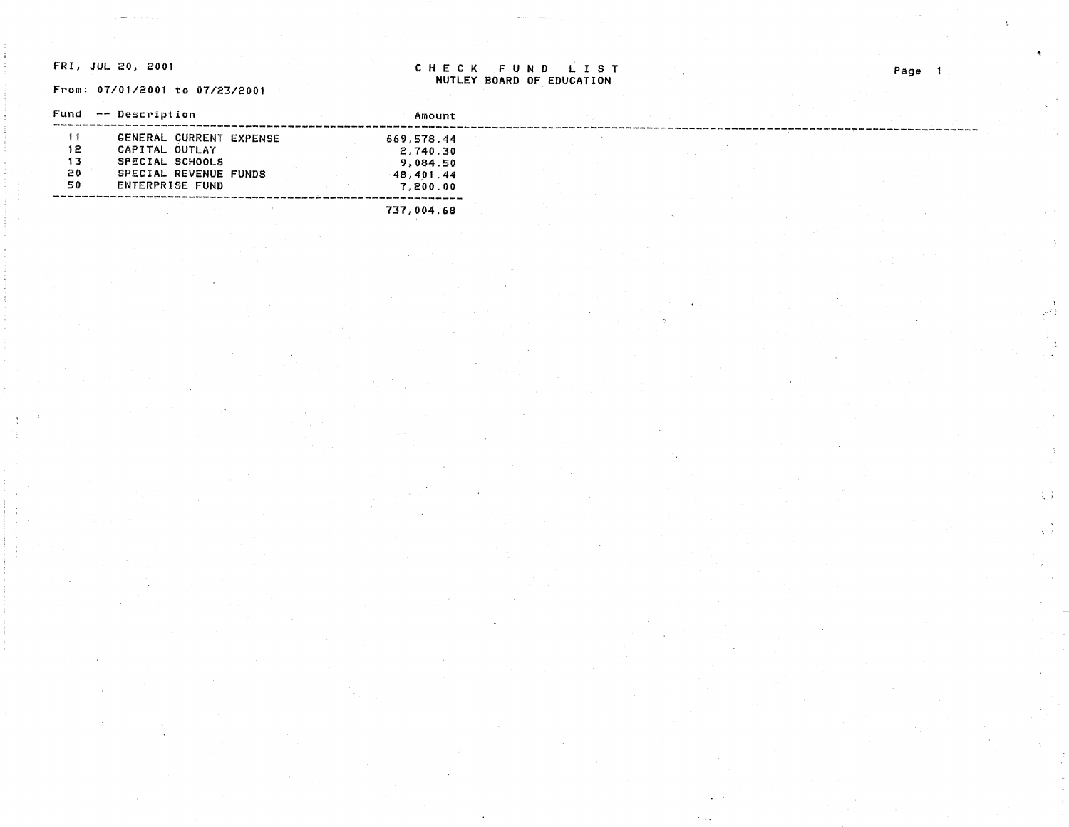FRI, JUL 20, 2001

# CHECK FUND LIST

## NUTLEY BOARD OF EDUCATION

From: 07/01/2001 to 07/23/2001

| Fund | -- Description | Amount |
|---|---|---|
| 11 | GENERAL CURRENT EXPENSE | 669,578.44 |
| 12 | CAPITAL OUTLAY | 2,740.30 |
| 13 | SPECIAL SCHOOLS | 9,084.50 |
| 20 | SPECIAL REVENUE FUNDS | 48,401.44 |
| 50 | ENTERPRISE FUND | 7,200.00 |
| | | 737,004.68 |